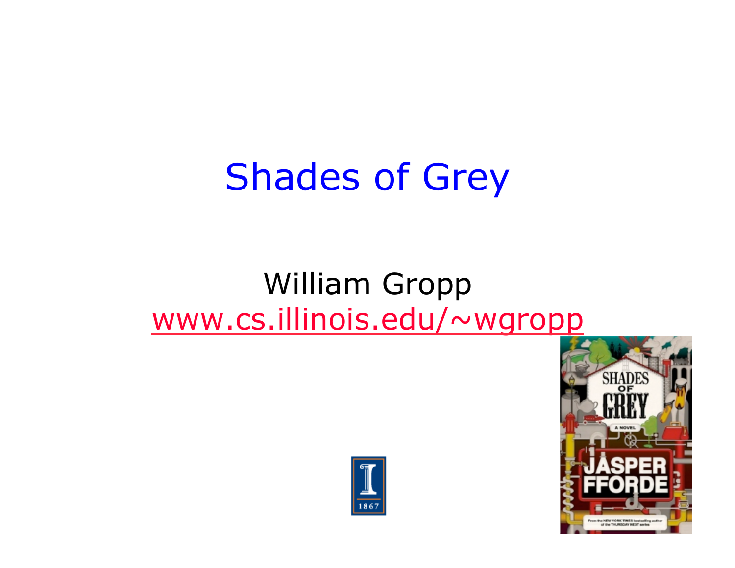# Shades of Grey

William Gropp
www.cs.illinois.edu/~wgropp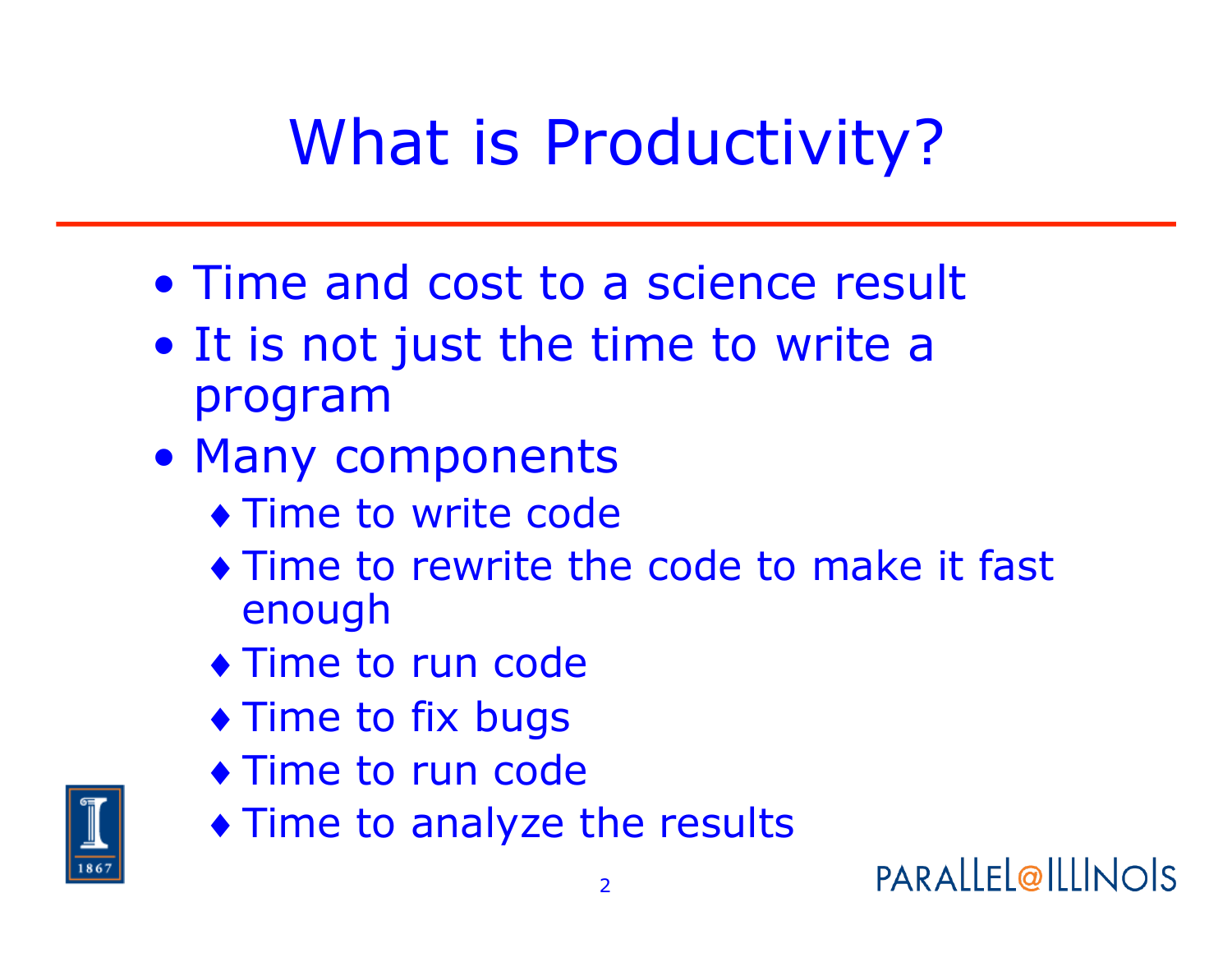# What is Productivity?

- Time and cost to a science result
- It is not just the time to write a program
- Many components
  - Time to write code
  - Time to rewrite the code to make it fast enough
  - Time to run code
  - Time to fix bugs
  - Time to run code
  - Time to analyze the results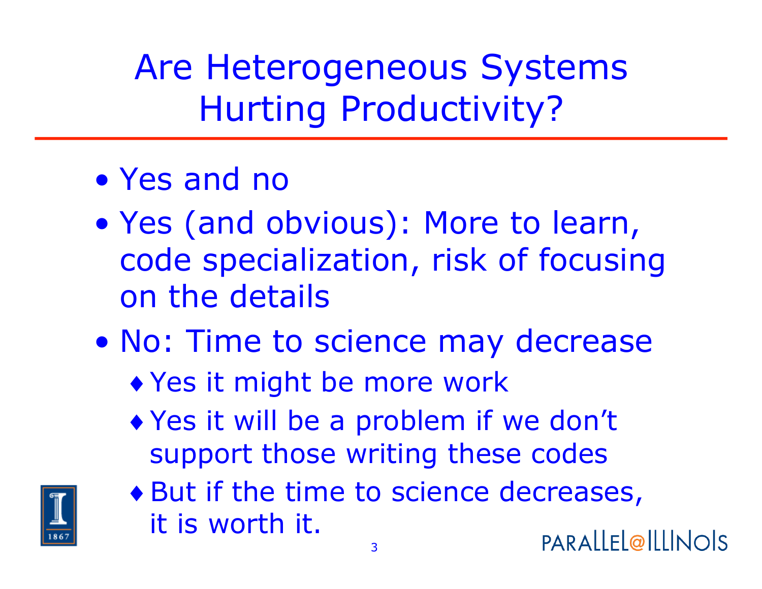# Are Heterogeneous Systems Hurting Productivity?

- Yes and no
- Yes (and obvious): More to learn, code specialization, risk of focusing on the details
- No: Time to science may decrease
  - Yes it might be more work
  - Yes it will be a problem if we don't support those writing these codes
  - But if the time to science decreases, it is worth it.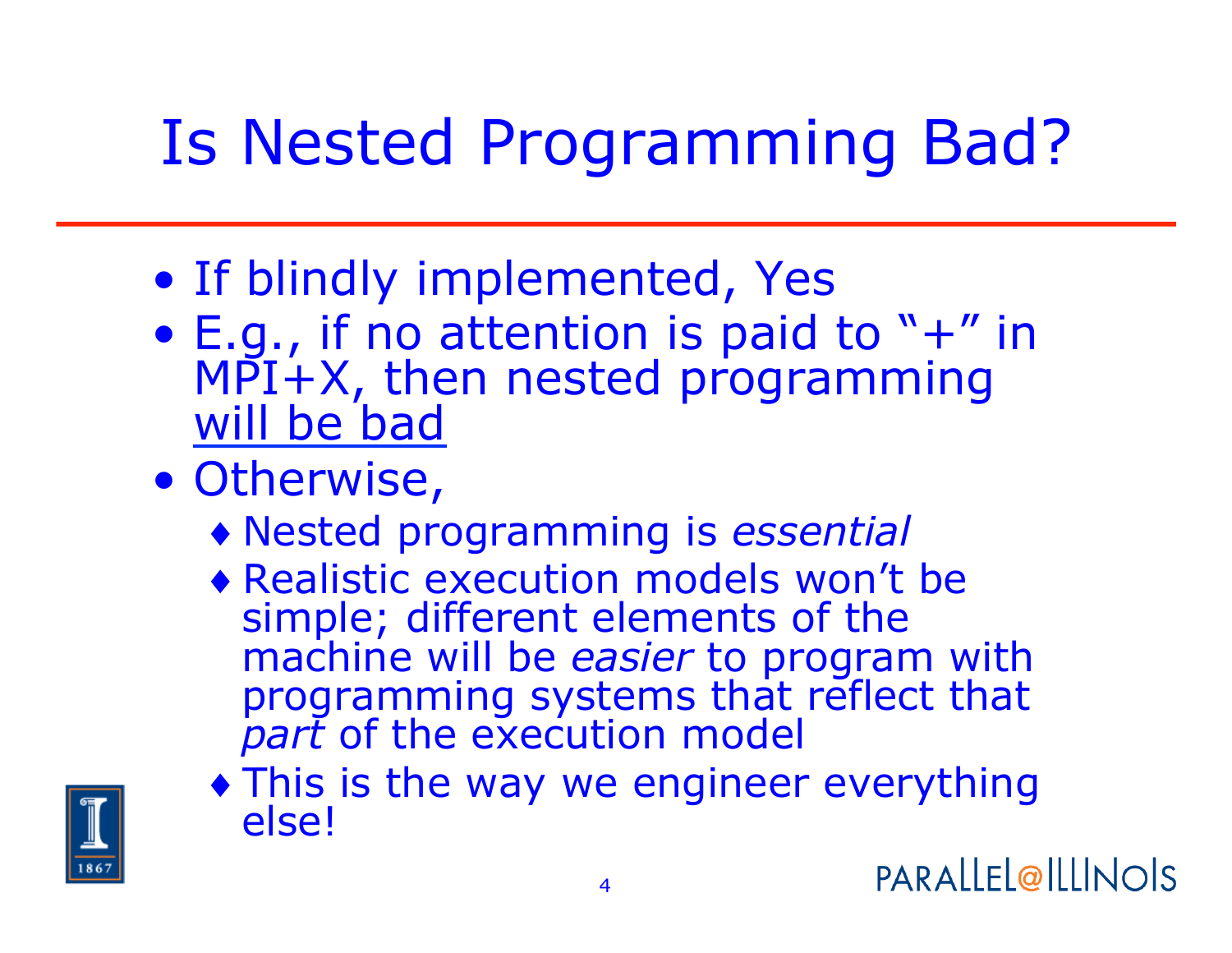# Is Nested Programming Bad?

- If blindly implemented, Yes
- E.g., if no attention is paid to "+" in MPI+X, then nested programming <u>will be bad</u>
- Otherwise,
  - Nested programming is *essential*
  - Realistic execution models won't be simple; different elements of the machine will be *easier* to program with programming systems that reflect that *part* of the execution model
  - This is the way we engineer everything else!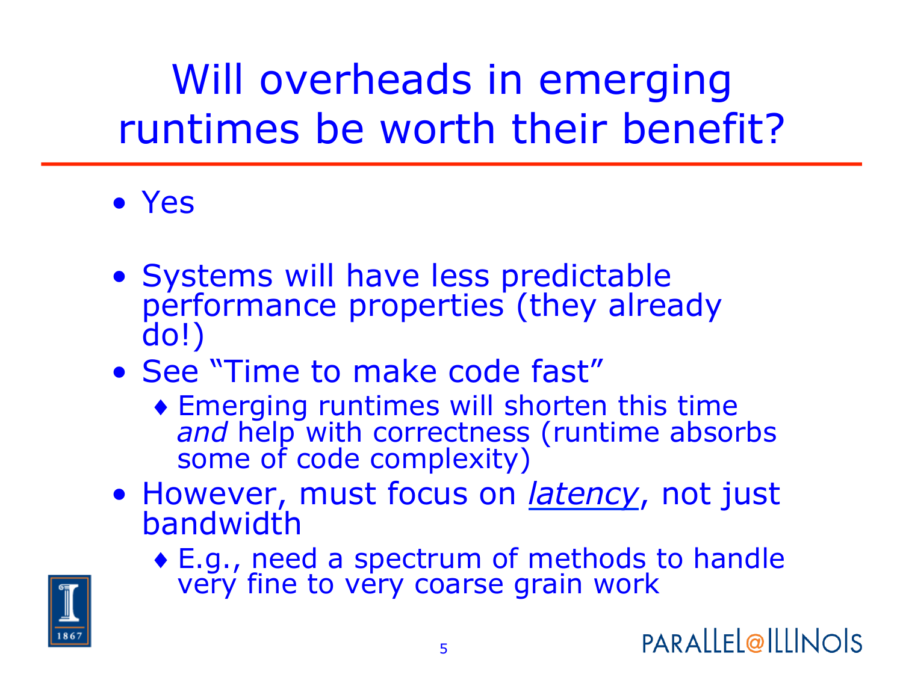# Will overheads in emerging runtimes be worth their benefit?

- Yes
- Systems will have less predictable performance properties (they already do!)
- See "Time to make code fast"
  - Emerging runtimes will shorten this time *and* help with correctness (runtime absorbs some of code complexity)
- However, must focus on *latency*, not just bandwidth
  - E.g., need a spectrum of methods to handle very fine to very coarse grain work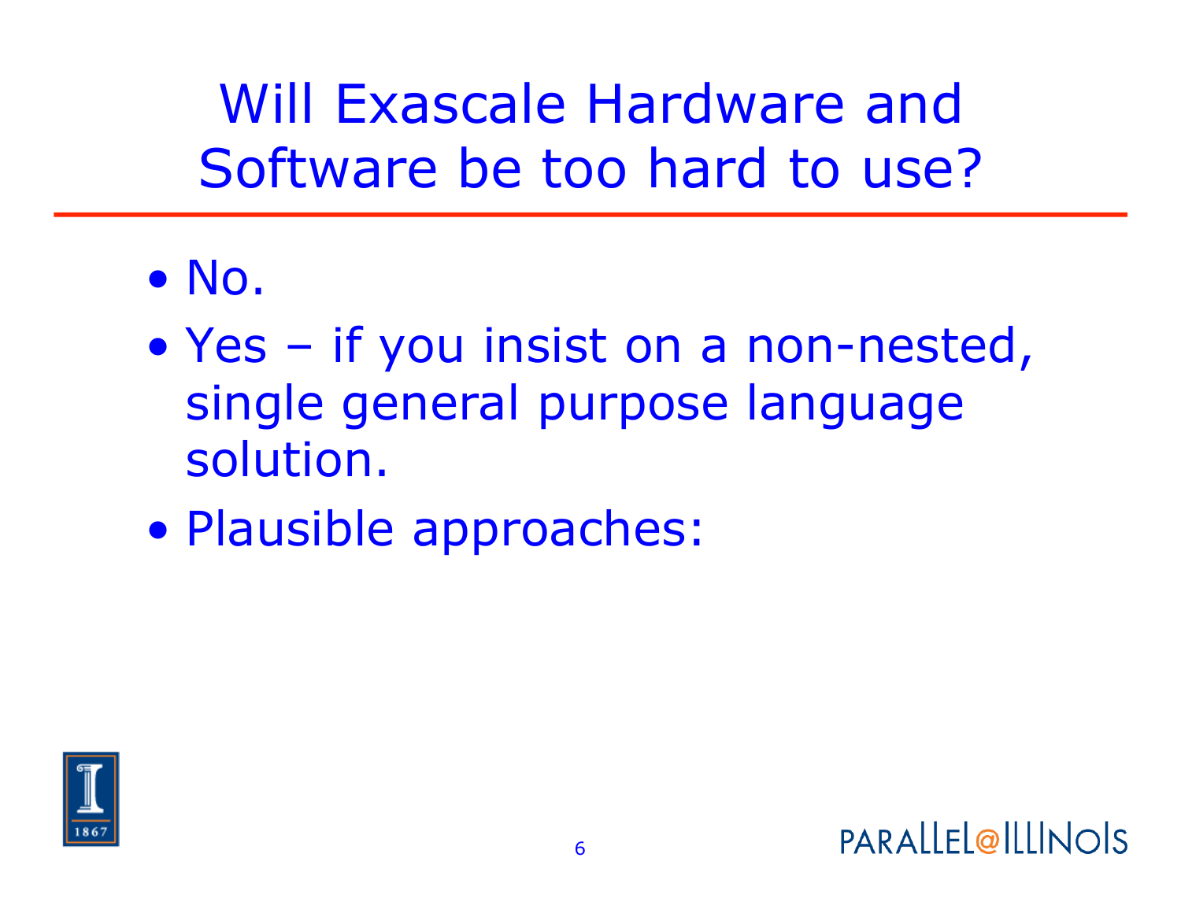# Will Exascale Hardware and Software be too hard to use?

- No.
- Yes – if you insist on a non-nested, single general purpose language solution.
- Plausible approaches: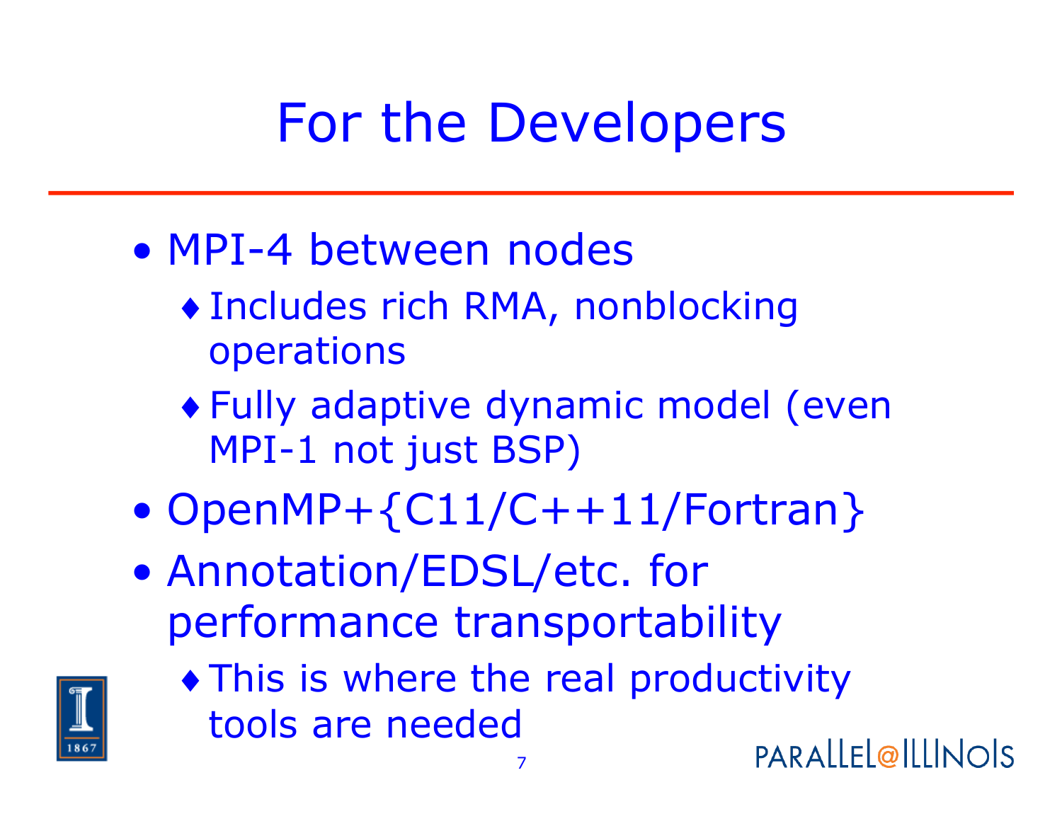# For the Developers

- MPI-4 between nodes
  - Includes rich RMA, nonblocking operations
  - Fully adaptive dynamic model (even MPI-1 not just BSP)
- OpenMP+{C11/C++11/Fortran}
- Annotation/EDSL/etc. for performance transportability
  - This is where the real productivity tools are needed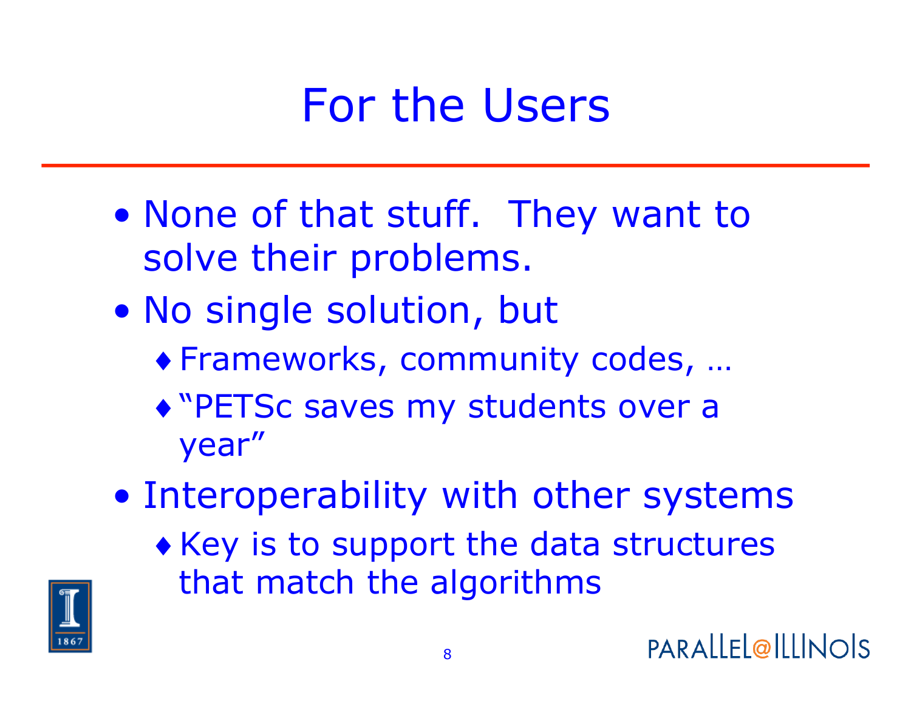# For the Users

- None of that stuff. They want to solve their problems.
- No single solution, but
  - Frameworks, community codes, …
  - "PETSc saves my students over a year"
- Interoperability with other systems
  - Key is to support the data structures that match the algorithms